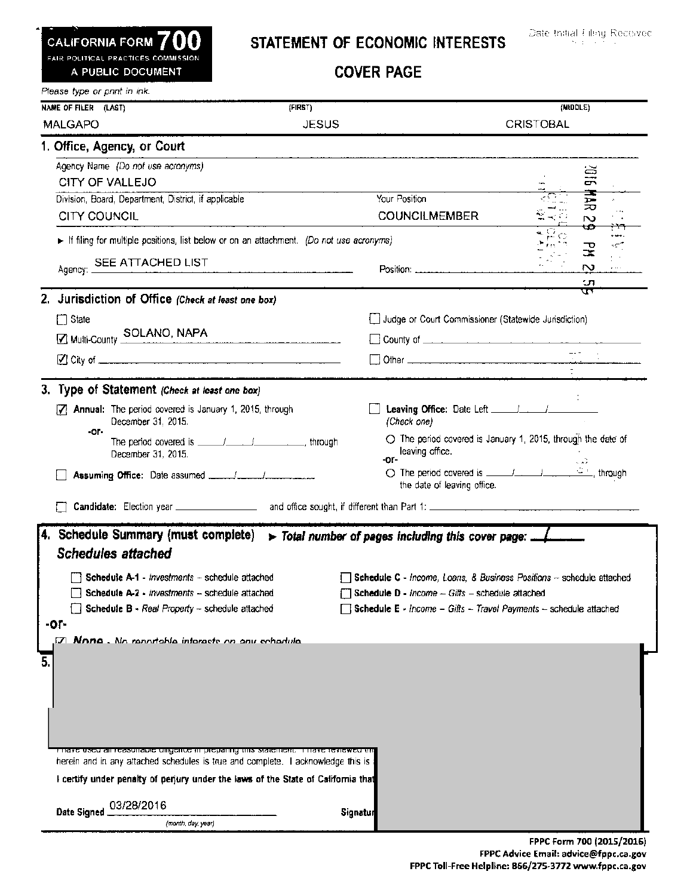**CALIFORNIA FORM 700**
FAIR POLITICAL PRACTICES COMMISSION
A PUBLIC DOCUMENT

# STATEMENT OF ECONOMIC INTERESTS

## COVER PAGE

Date Initial Filing Received

2016 MAR 29 PM 2:55

*Please type or print in ink.*

| NAME OF FILER (LAST) | (FIRST) | (MIDDLE) |
|---|---|---|
| MALGAPO | JESUS | CRISTOBAL |

### 1. Office, Agency, or Court

Agency Name *(Do not use acronyms)*
CITY OF VALLEJO

Division, Board, Department, District, if applicable: CITY COUNCIL

Your Position: COUNCILMEMBER

► If filing for multiple positions, list below or on an attachment. *(Do not use acronyms)*

Agency: SEE ATTACHED LIST

Position: 

### 2. Jurisdiction of Office *(Check at least one box)*

- [ ] State
- [ ] Judge or Court Commissioner (Statewide Jurisdiction)
- [x] Multi-County SOLANO, NAPA
- [ ] County of
- [x] City of
- [ ] Other

### 3. Type of Statement *(Check at least one box)*

- [x] **Annual:** The period covered is January 1, 2015, through December 31, 2015.
  -or-
  The period covered is \_\_\_/\_\_\_/\_\_\_, through December 31, 2015.
- [ ] **Assuming Office:** Date assumed \_\_\_/\_\_\_/\_\_\_
- [ ] **Leaving Office:** Date Left \_\_\_/\_\_\_/\_\_\_ *(Check one)*
  - ○ The period covered is January 1, 2015, through the date of leaving office.
  -or-
  - ○ The period covered is \_\_\_/\_\_\_/\_\_\_, through the date of leaving office.
- [ ] **Candidate:** Election year \_\_\_ and office sought, if different than Part 1: \_\_\_

### 4. Schedule Summary (must complete) ► *Total number of pages including this cover page:* 1

***Schedules attached***

- [ ] **Schedule A-1** - *Investments* – schedule attached
- [ ] **Schedule A-2** - *Investments* – schedule attached
- [ ] **Schedule B** - *Real Property* – schedule attached
- [ ] **Schedule C** - *Income, Loans, & Business Positions* – schedule attached
- [ ] **Schedule D** - *Income – Gifts* – schedule attached
- [ ] **Schedule E** - *Income – Gifts – Travel Payments* – schedule attached

**-or-**

- [x] **None** - No reportable interests on any schedule

### 5.

I have used all reasonable diligence in preparing this statement. I have reviewed th... herein and in any attached schedules is true and complete. I acknowledge this is ...

**I certify under penalty of perjury under the laws of the State of California that**

**Date Signed** 03/28/2016
*(month, day, year)*

**Signatu**

FPPC Form 700 (2015/2016)
FPPC Advice Email: advice@fppc.ca.gov
FPPC Toll-Free Helpline: 866/275-3772 www.fppc.ca.gov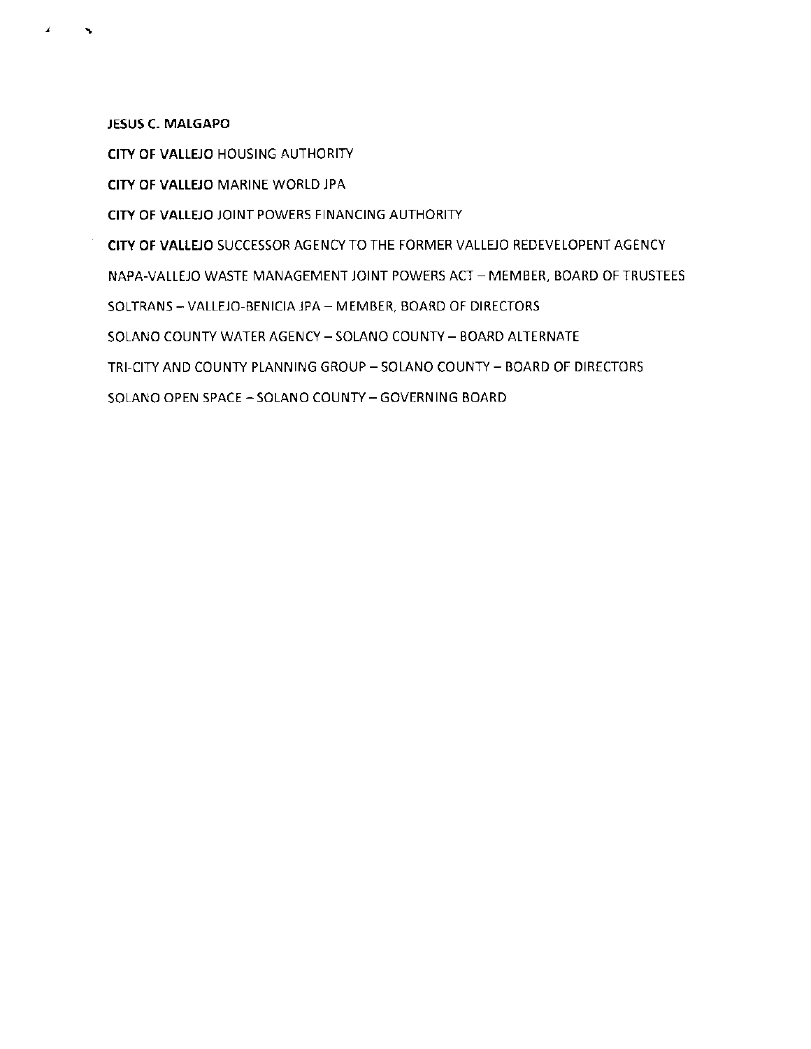**JESUS C. MALGAPO**

**CITY OF VALLEJO** HOUSING AUTHORITY

**CITY OF VALLEJO** MARINE WORLD JPA

**CITY OF VALLEJO** JOINT POWERS FINANCING AUTHORITY

**CITY OF VALLEJO** SUCCESSOR AGENCY TO THE FORMER VALLEJO REDEVELOPENT AGENCY

NAPA-VALLEJO WASTE MANAGEMENT JOINT POWERS ACT – MEMBER, BOARD OF TRUSTEES

SOLTRANS – VALLEJO-BENICIA JPA – MEMBER, BOARD OF DIRECTORS

SOLANO COUNTY WATER AGENCY – SOLANO COUNTY – BOARD ALTERNATE

TRI-CITY AND COUNTY PLANNING GROUP – SOLANO COUNTY – BOARD OF DIRECTORS

SOLANO OPEN SPACE – SOLANO COUNTY – GOVERNING BOARD